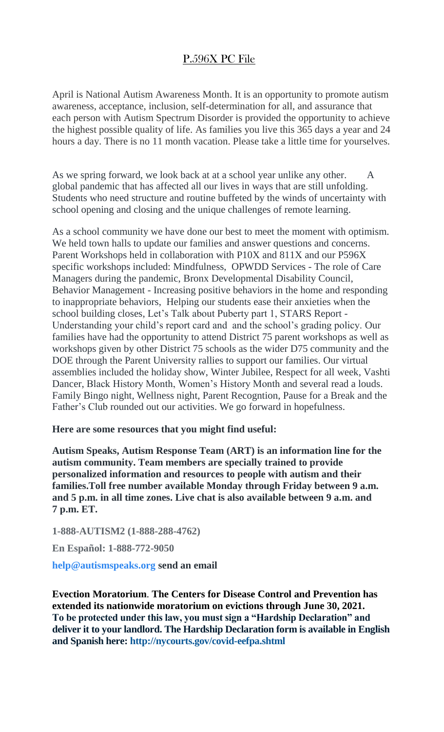# P.596X PC File

April is National Autism Awareness Month. It is an opportunity to promote autism awareness, acceptance, inclusion, self-determination for all, and assurance that each person with Autism Spectrum Disorder is provided the opportunity to achieve the highest possible quality of life. As families you live this 365 days a year and 24 hours a day. There is no 11 month vacation. Please take a little time for yourselves.

As we spring forward, we look back at at a school year unlike any other. A global pandemic that has affected all our lives in ways that are still unfolding. Students who need structure and routine buffeted by the winds of uncertainty with school opening and closing and the unique challenges of remote learning.

As a school community we have done our best to meet the moment with optimism. We held town halls to update our families and answer questions and concerns. Parent Workshops held in collaboration with P10X and 811X and our P596X specific workshops included: Mindfulness, OPWDD Services - The role of Care Managers during the pandemic, Bronx Developmental Disability Council, Behavior Management - Increasing positive behaviors in the home and responding to inappropriate behaviors, Helping our students ease their anxieties when the school building closes, Let's Talk about Puberty part 1, STARS Report - Understanding your child's report card and and the school's grading policy. Our families have had the opportunity to attend District 75 parent workshops as well as workshops given by other District 75 schools as the wider D75 community and the DOE through the Parent University rallies to support our families. Our virtual assemblies included the holiday show, Winter Jubilee, Respect for all week, Vashti Dancer, Black History Month, Women's History Month and several read a louds. Family Bingo night, Wellness night, Parent Recogntion, Pause for a Break and the Father's Club rounded out our activities. We go forward in hopefulness.

**Here are some resources that you might find useful:**

**Autism Speaks, Autism Response Team (ART) is an information line for the autism community. Team members are specially trained to provide personalized information and resources to people with autism and their families.Toll free number available Monday through Friday between 9 a.m. and 5 p.m. in all time zones. Live chat is also available between 9 a.m. and 7 p.m. ET.**

**1-888-AUTISM2 (1-888-288-4762)**

**En Español: 1-888-772-9050**

**help@autismspeaks.org send an email**

**Evection Moratorium**. **The Centers for Disease Control and Prevention has extended its nationwide moratorium on evictions through June 30, 2021. To be protected under this law, you must sign a "Hardship Declaration" and deliver it to your landlord. The Hardship Declaration form is available in English and Spanish here: http://nycourts.gov/covid-eefpa.shtml**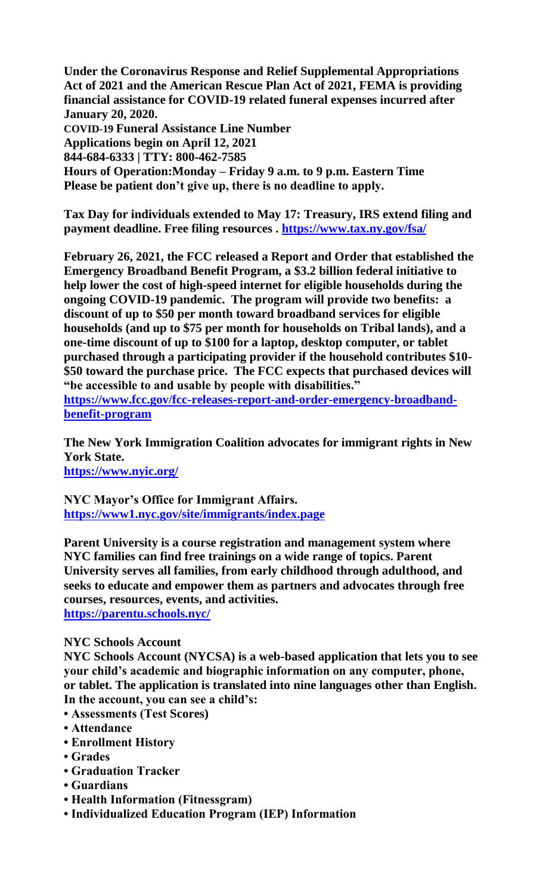**Under the Coronavirus Response and Relief Supplemental Appropriations Act of 2021 and the American Rescue Plan Act of 2021, FEMA is providing financial assistance for COVID-19 related funeral expenses incurred after January 20, 2020.**
**COVID-19 Funeral Assistance Line Number**
**Applications begin on April 12, 2021**
**844-684-6333 | TTY: 800-462-7585**
**Hours of Operation:Monday – Friday 9 a.m. to 9 p.m. Eastern Time**
**Please be patient don't give up, there is no deadline to apply.**

**Tax Day for individuals extended to May 17: Treasury, IRS extend filing and payment deadline. Free filing resources . https://www.tax.ny.gov/fsa/**

**February 26, 2021, the FCC released a Report and Order that established the Emergency Broadband Benefit Program, a $3.2 billion federal initiative to help lower the cost of high-speed internet for eligible households during the ongoing COVID-19 pandemic. The program will provide two benefits: a discount of up to $50 per month toward broadband services for eligible households (and up to $75 per month for households on Tribal lands), and a one-time discount of up to $100 for a laptop, desktop computer, or tablet purchased through a participating provider if the household contributes $10-$50 toward the purchase price. The FCC expects that purchased devices will "be accessible to and usable by people with disabilities."**
**https://www.fcc.gov/fcc-releases-report-and-order-emergency-broadband-benefit-program**

**The New York Immigration Coalition advocates for immigrant rights in New York State.**
**https://www.nyic.org/**

**NYC Mayor's Office for Immigrant Affairs.**
**https://www1.nyc.gov/site/immigrants/index.page**

**Parent University is a course registration and management system where NYC families can find free trainings on a wide range of topics. Parent University serves all families, from early childhood through adulthood, and seeks to educate and empower them as partners and advocates through free courses, resources, events, and activities.**
**https://parentu.schools.nyc/**

**NYC Schools Account**
**NYC Schools Account (NYCSA) is a web-based application that lets you to see your child's academic and biographic information on any computer, phone, or tablet. The application is translated into nine languages other than English. In the account, you can see a child's:**

- **Assessments (Test Scores)**
- **Attendance**
- **Enrollment History**
- **Grades**
- **Graduation Tracker**
- **Guardians**
- **Health Information (Fitnessgram)**
- **Individualized Education Program (IEP) Information**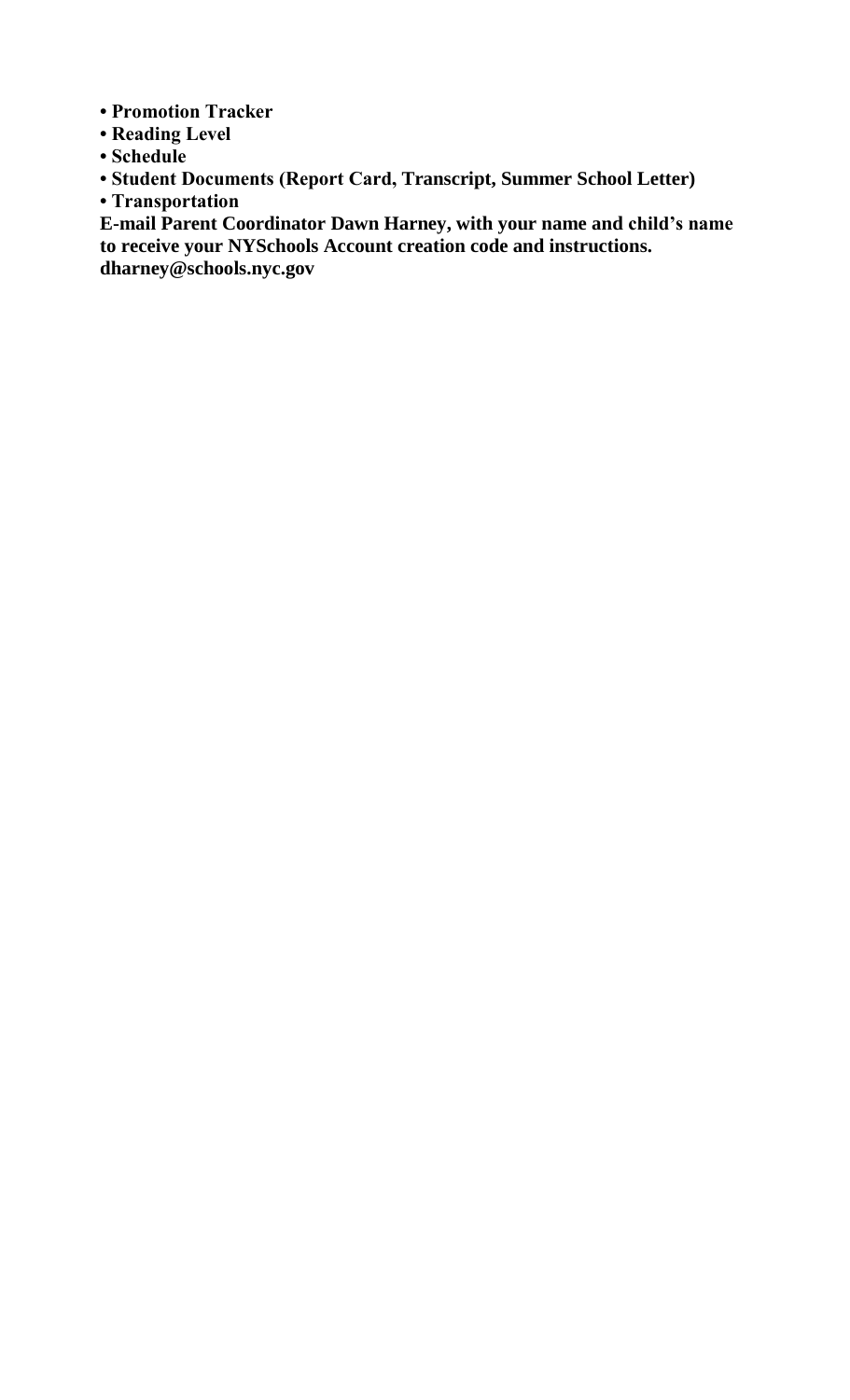- **Promotion Tracker**
- **Reading Level**
- **Schedule**
- **Student Documents (Report Card, Transcript, Summer School Letter)**
- **Transportation**

**E-mail Parent Coordinator Dawn Harney, with your name and child's name to receive your NYSchools Account creation code and instructions. dharney@schools.nyc.gov**